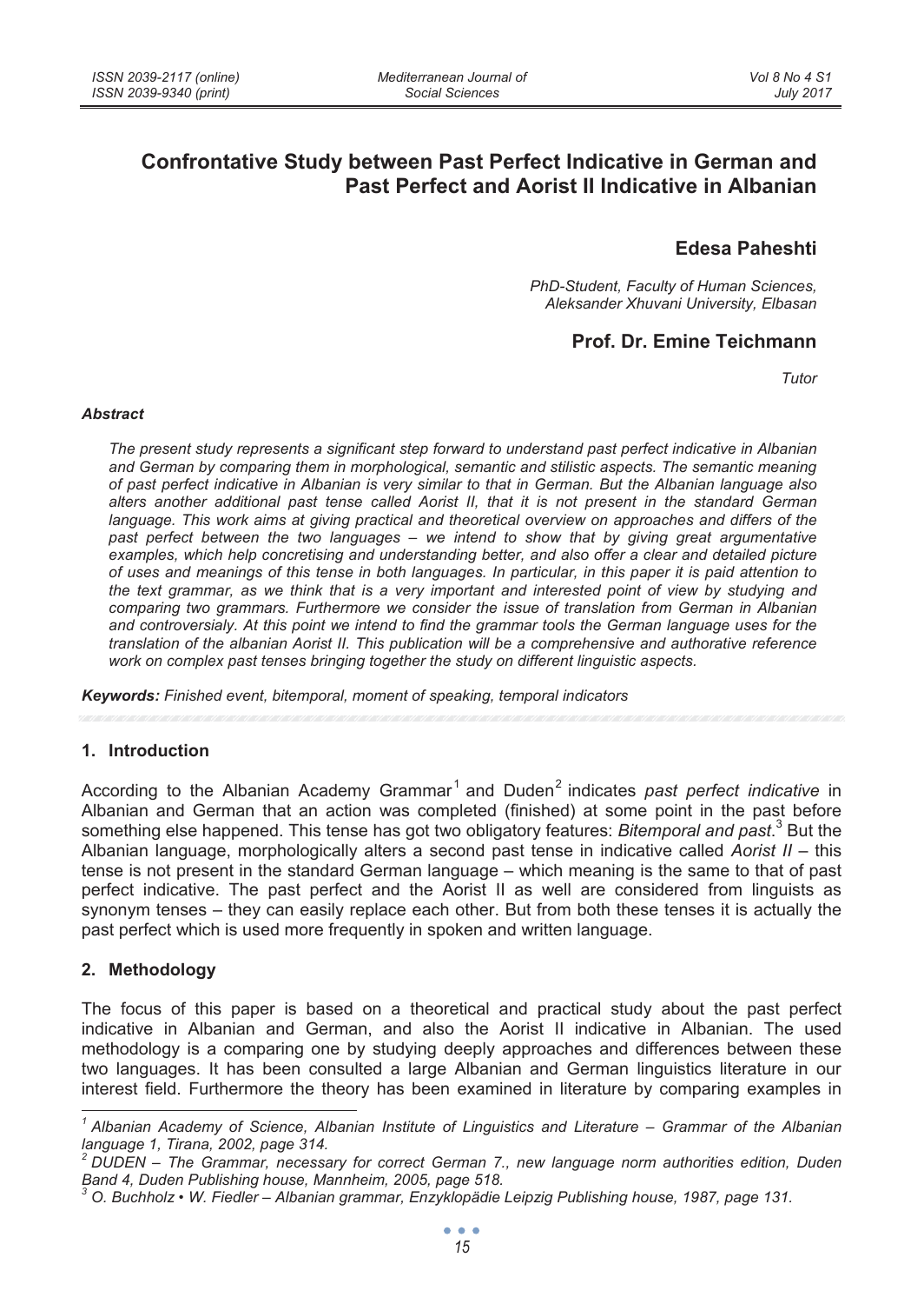# Confrontative Study between Past Perfect Indicative in German and Past Perfect and Aorist II Indicative in Albanian

## Edesa Paheshti

*PhD-Student, Faculty of Human Sciences, Aleksander Xhuvani University, Elbasan*

## Prof. Dr. Emine Teichmann

*Tutor*

### *Abstract*

*The present study represents a significant step forward to understand past perfect indicative in Albanian and German by comparing them in morphological, semantic and stilistic aspects. The semantic meaning of past perfect indicative in Albanian is very similar to that in German. But the Albanian language also alters another additional past tense called Aorist II, that it is not present in the standard German language. This work aims at giving practical and theoretical overview on approaches and differs of the past perfect between the two languages – we intend to show that by giving great argumentative examples, which help concretising and understanding better, and also offer a clear and detailed picture of uses and meanings of this tense in both languages. In particular, in this paper it is paid attention to the text grammar, as we think that is a very important and interested point of view by studying and comparing two grammars. Furthermore we consider the issue of translation from German in Albanian and controversialy. At this point we intend to find the grammar tools the German language uses for the translation of the albanian Aorist II. This publication will be a comprehensive and authorative reference work on complex past tenses bringing together the study on different linguistic aspects.*

***Keywords:*** *Finished event, bitemporal, moment of speaking, temporal indicators*

## 1. Introduction

According to the Albanian Academy Grammar[1] and Duden[2] indicates *past perfect indicative* in Albanian and German that an action was completed (finished) at some point in the past before something else happened. This tense has got two obligatory features: *Bitemporal and past*.[3] But the Albanian language, morphologically alters a second past tense in indicative called *Aorist II* – this tense is not present in the standard German language – which meaning is the same to that of past perfect indicative. The past perfect and the Aorist II as well are considered from linguists as synonym tenses – they can easily replace each other. But from both these tenses it is actually the past perfect which is used more frequently in spoken and written language.

## 2. Methodology

The focus of this paper is based on a theoretical and practical study about the past perfect indicative in Albanian and German, and also the Aorist II indicative in Albanian. The used methodology is a comparing one by studying deeply approaches and differences between these two languages. It has been consulted a large Albanian and German linguistics literature in our interest field. Furthermore the theory has been examined in literature by comparing examples in

---

[1] *Albanian Academy of Science, Albanian Institute of Linguistics and Literature – Grammar of the Albanian language 1, Tirana, 2002, page 314.*

[2] *DUDEN – The Grammar, necessary for correct German 7., new language norm authorities edition, Duden Band 4, Duden Publishing house, Mannheim, 2005, page 518.*

[3] *O. Buchholz • W. Fiedler – Albanian grammar, Enzyklopädie Leipzig Publishing house, 1987, page 131.*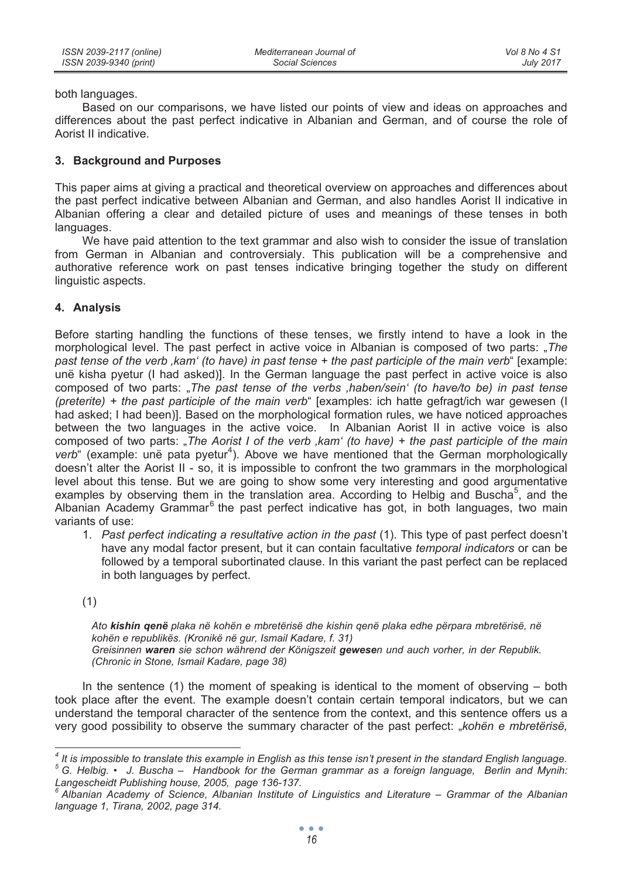both languages.

Based on our comparisons, we have listed our points of view and ideas on approaches and differences about the past perfect indicative in Albanian and German, and of course the role of Aorist II indicative.

## 3. Background and Purposes

This paper aims at giving a practical and theoretical overview on approaches and differences about the past perfect indicative between Albanian and German, and also handles Aorist II indicative in Albanian offering a clear and detailed picture of uses and meanings of these tenses in both languages.

We have paid attention to the text grammar and also wish to consider the issue of translation from German in Albanian and controversialy. This publication will be a comprehensive and authorative reference work on past tenses indicative bringing together the study on different linguistic aspects.

## 4. Analysis

Before starting handling the functions of these tenses, we firstly intend to have a look in the morphological level. The past perfect in active voice in Albanian is composed of two parts: „*The past tense of the verb ,kam' (to have) in past tense + the past participle of the main verb*" [example: unë kisha pyetur (I had asked)]. In the German language the past perfect in active voice is also composed of two parts: „*The past tense of the verbs ,haben/sein' (to have/to be) in past tense (preterite) + the past participle of the main verb*" [examples: ich hatte gefragt/ich war gewesen (I had asked; I had been)]. Based on the morphological formation rules, we have noticed approaches between the two languages in the active voice. In Albanian Aorist II in active voice is also composed of two parts: „*The Aorist I of the verb ,kam' (to have) + the past participle of the main verb*" (example: unë pata pyetur[4]). Above we have mentioned that the German morphologically doesn't alter the Aorist II - so, it is impossible to confront the two grammars in the morphological level about this tense. But we are going to show some very interesting and good argumentative examples by observing them in the translation area. According to Helbig and Buscha[5], and the Albanian Academy Grammar[6] the past perfect indicative has got, in both languages, two main variants of use:

1. *Past perfect indicating a resultative action in the past* (1). This type of past perfect doesn't have any modal factor present, but it can contain facultative *temporal indicators* or can be followed by a temporal subortinated clause. In this variant the past perfect can be replaced in both languages by perfect.

(1)

*Ato **kishin qenë** plaka në kohën e mbretërisë dhe kishin qenë plaka edhe përpara mbretërisë, në kohën e republikës. (Kronikë në gur, Ismail Kadare, f. 31)*
*Greisinnen **waren** sie schon während der Königszeit **gewese**n und auch vorher, in der Republik. (Chronic in Stone, Ismail Kadare, page 38)*

In the sentence (1) the moment of speaking is identical to the moment of observing – both took place after the event. The example doesn't contain certain temporal indicators, but we can understand the temporal character of the sentence from the context, and this sentence offers us a very good possibility to observe the summary character of the past perfect: „*kohën e mbretërisë,*

---

[4] *It is impossible to translate this example in English as this tense isn't present in the standard English language.*

[5] *G. Helbig. • J. Buscha – Handbook for the German grammar as a foreign language, Berlin and Mynih: Langescheidt Publishing house, 2005, page 136-137.*

[6] *Albanian Academy of Science, Albanian Institute of Linguistics and Literature – Grammar of the Albanian language 1, Tirana, 2002, page 314.*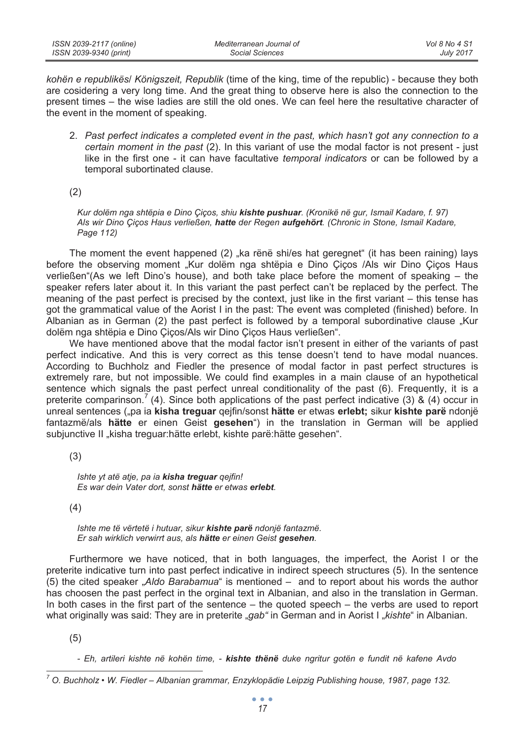*kohën e republikës*/ *Königszeit, Republik* (time of the king, time of the republic) - because they both are cosidering a very long time. And the great thing to observe here is also the connection to the present times – the wise ladies are still the old ones. We can feel here the resultative character of the event in the moment of speaking.

2. *Past perfect indicates a completed event in the past, which hasn't got any connection to a certain moment in the past* (2). In this variant of use the modal factor is not present - just like in the first one - it can have facultative *temporal indicators* or can be followed by a temporal subortinated clause.

(2)

> *Kur dolëm nga shtëpia e Dino Çiços, shiu **kishte pushuar**. (Kronikë në gur, Ismail Kadare, f. 97)*
> *Als wir Dino Çiços Haus verließen, **hatte** der Regen **aufgehört**. (Chronic in Stone, Ismail Kadare, Page 112)*

The moment the event happened (2) „ka rënë shi/es hat geregnet" (it has been raining) lays before the observing moment „Kur dolëm nga shtëpia e Dino Çiços /Als wir Dino Çiços Haus verließen"(As we left Dino's house), and both take place before the moment of speaking – the speaker refers later about it. In this variant the past perfect can't be replaced by the perfect. The meaning of the past perfect is precised by the context, just like in the first variant – this tense has got the grammatical value of the Aorist I in the past: The event was completed (finished) before. In Albanian as in German (2) the past perfect is followed by a temporal subordinative clause „Kur dolëm nga shtëpia e Dino Çiços/Als wir Dino Çiços Haus verließen".

We have mentioned above that the modal factor isn't present in either of the variants of past perfect indicative. And this is very correct as this tense doesn't tend to have modal nuances. According to Buchholz and Fiedler the presence of modal factor in past perfect structures is extremely rare, but not impossible. We could find examples in a main clause of an hypothetical sentence which signals the past perfect unreal conditionality of the past (6). Frequently, it is a preterite comparinson.[7] (4). Since both applications of the past perfect indicative (3) & (4) occur in unreal sentences („pa ia **kisha treguar** qejfin/sonst **hätte** er etwas **erlebt;** sikur **kishte parë** ndonjë fantazmë/als **hätte** er einen Geist **gesehen**") in the translation in German will be applied subjunctive II „kisha treguar:hätte erlebt, kishte parë:hätte gesehen".

(3)

> *Ishte yt atë atje, pa ia **kisha treguar** qejfin!*
> *Es war dein Vater dort, sonst **hätte** er etwas **erlebt**.*

(4)

> *Ishte me të vërtetë i hutuar, sikur **kishte parë** ndonjë fantazmë.*
> *Er sah wirklich verwirrt aus, als **hätte** er einen Geist **gesehen**.*

Furthermore we have noticed, that in both languages, the imperfect, the Aorist I or the preterite indicative turn into past perfect indicative in indirect speech structures (5). In the sentence (5) the cited speaker „*Aldo Barabamua*" is mentioned – and to report about his words the author has choosen the past perfect in the orginal text in Albanian, and also in the translation in German. In both cases in the first part of the sentence – the quoted speech – the verbs are used to report what originally was said: They are in preterite „*gab"* in German and in Aorist I „*kishte*" in Albanian.

(5)

> *- Eh, artileri kishte në kohën time, - **kishte thënë** duke ngritur gotën e fundit në kafene Avdo*

---

[7] O. Buchholz • W. Fiedler – Albanian grammar, Enzyklopädie Leipzig Publishing house, 1987, page 132.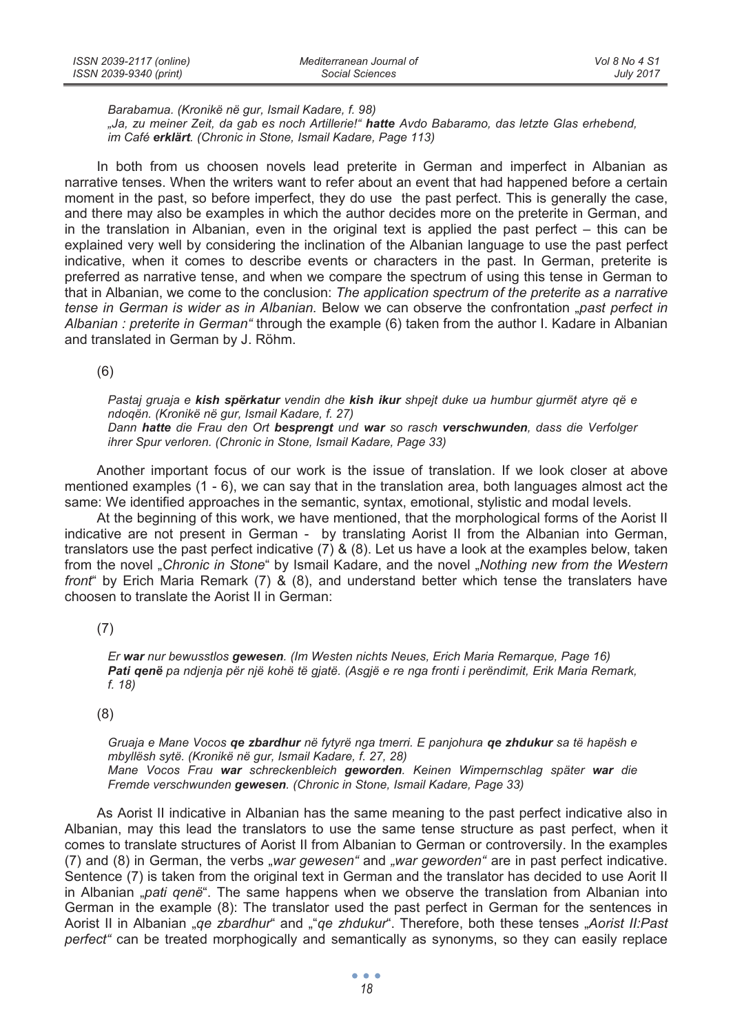*Barabamua. (Kronikë në gur, Ismail Kadare, f. 98)*
*„Ja, zu meiner Zeit, da gab es noch Artillerie!" **hatte** Avdo Babaramo, das letzte Glas erhebend, im Café **erklärt**. (Chronic in Stone, Ismail Kadare, Page 113)*

In both from us choosen novels lead preterite in German and imperfect in Albanian as narrative tenses. When the writers want to refer about an event that had happened before a certain moment in the past, so before imperfect, they do use the past perfect. This is generally the case, and there may also be examples in which the author decides more on the preterite in German, and in the translation in Albanian, even in the original text is applied the past perfect – this can be explained very well by considering the inclination of the Albanian language to use the past perfect indicative, when it comes to describe events or characters in the past. In German, preterite is preferred as narrative tense, and when we compare the spectrum of using this tense in German to that in Albanian, we come to the conclusion: *The application spectrum of the preterite as a narrative tense in German is wider as in Albanian.* Below we can observe the confrontation *„past perfect in Albanian : preterite in German"* through the example (6) taken from the author I. Kadare in Albanian and translated in German by J. Röhm.

(6)

*Pastaj gruaja e **kish spërkatur** vendin dhe **kish ikur** shpejt duke ua humbur gjurmët atyre që e ndoqën. (Kronikë në gur, Ismail Kadare, f. 27)*
*Dann **hatte** die Frau den Ort **besprengt** und **war** so rasch **verschwunden**, dass die Verfolger ihrer Spur verloren. (Chronic in Stone, Ismail Kadare, Page 33)*

Another important focus of our work is the issue of translation. If we look closer at above mentioned examples (1 - 6), we can say that in the translation area, both languages almost act the same: We identified approaches in the semantic, syntax, emotional, stylistic and modal levels.

At the beginning of this work, we have mentioned, that the morphological forms of the Aorist II indicative are not present in German - by translating Aorist II from the Albanian into German, translators use the past perfect indicative (7) & (8). Let us have a look at the examples below, taken from the novel „*Chronic in Stone*" by Ismail Kadare, and the novel „*Nothing new from the Western front*" by Erich Maria Remark (7) & (8), and understand better which tense the translaters have choosen to translate the Aorist II in German:

(7)

*Er **war** nur bewusstlos **gewesen**. (Im Westen nichts Neues, Erich Maria Remarque, Page 16)*
***Pati qenë** pa ndjenja për një kohë të gjatë. (Asgjë e re nga fronti i perëndimit, Erik Maria Remark, f. 18)*

(8)

*Gruaja e Mane Vocos **qe zbardhur** në fytyrë nga tmerri. E panjohura **qe zhdukur** sa të hapësh e mbyllësh sytë. (Kronikë në gur, Ismail Kadare, f. 27, 28)*
*Mane Vocos Frau **war** schreckenbleich **geworden**. Keinen Wimpernschlag später **war** die Fremde verschwunden **gewesen**. (Chronic in Stone, Ismail Kadare, Page 33)*

As Aorist II indicative in Albanian has the same meaning to the past perfect indicative also in Albanian, may this lead the translators to use the same tense structure as past perfect, when it comes to translate structures of Aorist II from Albanian to German or controversily. In the examples (7) and (8) in German, the verbs *„war gewesen"* and *„war geworden"* are in past perfect indicative. Sentence (7) is taken from the original text in German and the translator has decided to use Aorit II in Albanian *„pati qenë"*. The same happens when we observe the translation from Albanian into German in the example (8): The translator used the past perfect in German for the sentences in Aorist II in Albanian „*qe zbardhur*" and „"*qe zhdukur*". Therefore, both these tenses *„Aorist II:Past perfect"* can be treated morphogically and semantically as synonyms, so they can easily replace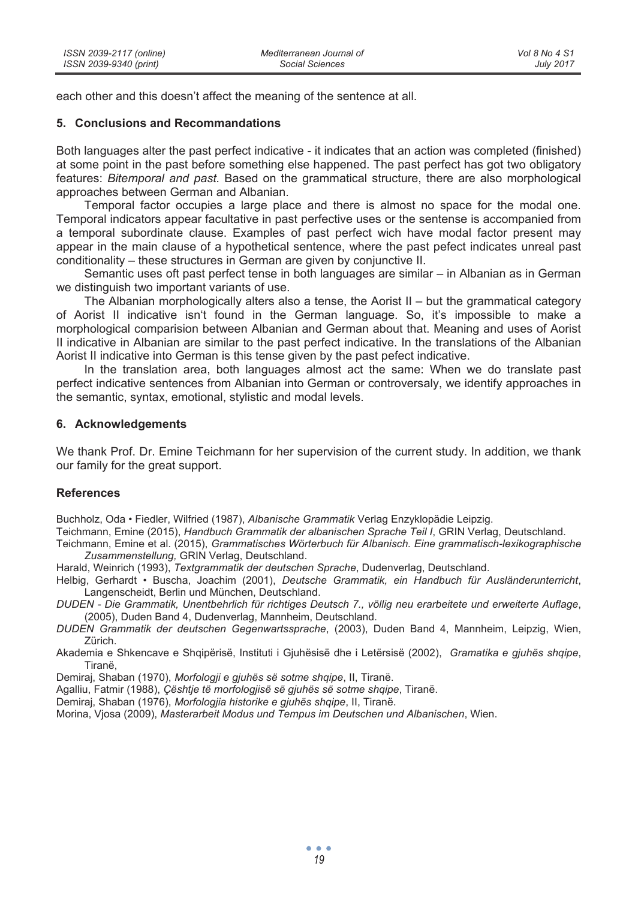each other and this doesn't affect the meaning of the sentence at all.

## 5. Conclusions and Recommandations

Both languages alter the past perfect indicative - it indicates that an action was completed (finished) at some point in the past before something else happened. The past perfect has got two obligatory features: *Bitemporal and past.* Based on the grammatical structure, there are also morphological approaches between German and Albanian.

Temporal factor occupies a large place and there is almost no space for the modal one. Temporal indicators appear facultative in past perfective uses or the sentense is accompanied from a temporal subordinate clause. Examples of past perfect wich have modal factor present may appear in the main clause of a hypothetical sentence, where the past pefect indicates unreal past conditionality – these structures in German are given by conjunctive II.

Semantic uses oft past perfect tense in both languages are similar – in Albanian as in German we distinguish two important variants of use.

The Albanian morphologically alters also a tense, the Aorist II – but the grammatical category of Aorist II indicative isn't found in the German language. So, it's impossible to make a morphological comparision between Albanian and German about that. Meaning and uses of Aorist II indicative in Albanian are similar to the past perfect indicative. In the translations of the Albanian Aorist II indicative into German is this tense given by the past pefect indicative.

In the translation area, both languages almost act the same: When we do translate past perfect indicative sentences from Albanian into German or controversaly, we identify approaches in the semantic, syntax, emotional, stylistic and modal levels.

## 6. Acknowledgements

We thank Prof. Dr. Emine Teichmann for her supervision of the current study. In addition, we thank our family for the great support.

## References

Buchholz, Oda • Fiedler, Wilfried (1987), *Albanische Grammatik* Verlag Enzyklopädie Leipzig.

Teichmann, Emine (2015), *Handbuch Grammatik der albanischen Sprache Teil I*, GRIN Verlag, Deutschland.

Teichmann, Emine et al. (2015), *Grammatisches Wörterbuch für Albanisch. Eine grammatisch-lexikographische Zusammenstellung,* GRIN Verlag, Deutschland.

Harald, Weinrich (1993), *Textgrammatik der deutschen Sprache*, Dudenverlag, Deutschland.

Helbig, Gerhardt • Buscha, Joachim (2001), *Deutsche Grammatik, ein Handbuch für Ausländerunterricht*, Langenscheidt, Berlin und München, Deutschland.

*DUDEN - Die Grammatik, Unentbehrlich für richtiges Deutsch 7., völlig neu erarbeitete und erweiterte Auflage*, (2005), Duden Band 4, Dudenverlag, Mannheim, Deutschland.

*DUDEN Grammatik der deutschen Gegenwartssprache*, (2003), Duden Band 4, Mannheim, Leipzig, Wien, Zürich.

Akademia e Shkencave e Shqipërisë, Instituti i Gjuhësisë dhe i Letërsisë (2002), *Gramatika e gjuhës shqipe*, Tiranë,

Demiraj, Shaban (1970), *Morfologji e gjuhës së sotme shqipe*, II, Tiranë.

Agalliu, Fatmir (1988), *Çështje të morfologjisë së gjuhës së sotme shqipe*, Tiranë.

Demiraj, Shaban (1976), *Morfologjia historike e gjuhës shqipe*, II, Tiranë.

Morina, Vjosa (2009), *Masterarbeit Modus und Tempus im Deutschen und Albanischen*, Wien.